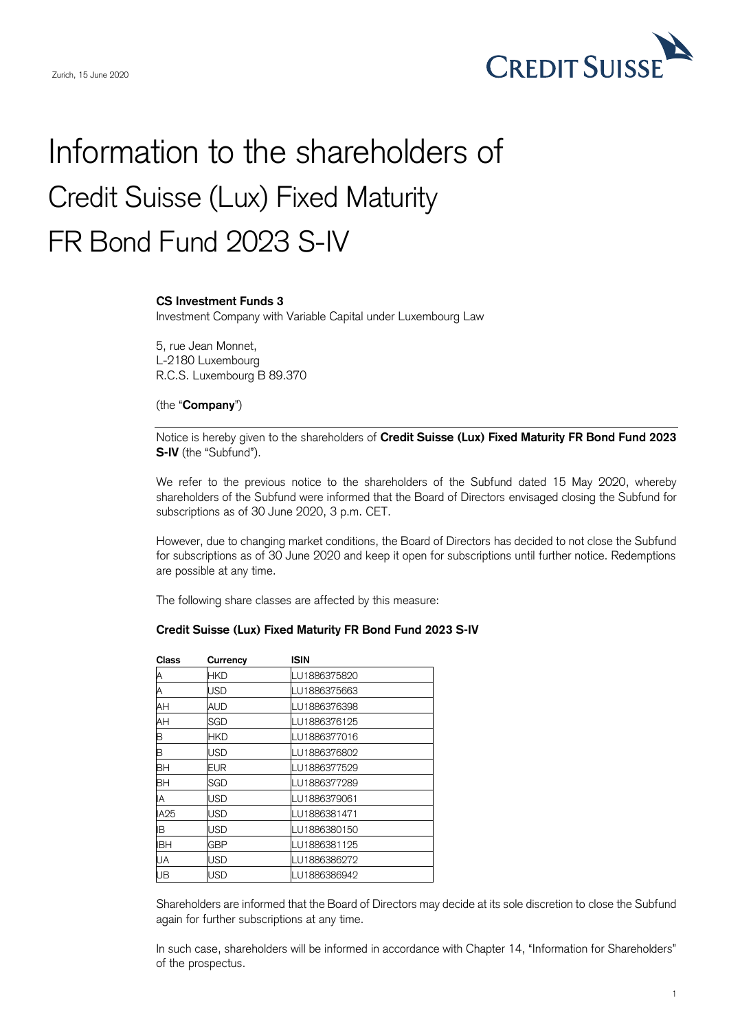Zurich, 15 June 2020

CREDIT SUISSE

# Information to the shareholders of Credit Suisse (Lux) Fixed Maturity FR Bond Fund 2023 S-IV

**CS Investment Funds 3**
Investment Company with Variable Capital under Luxembourg Law

5, rue Jean Monnet,
L-2180 Luxembourg
R.C.S. Luxembourg B 89.370

(the "**Company**")

---

Notice is hereby given to the shareholders of **Credit Suisse (Lux) Fixed Maturity FR Bond Fund 2023 S-IV** (the "Subfund").

We refer to the previous notice to the shareholders of the Subfund dated 15 May 2020, whereby shareholders of the Subfund were informed that the Board of Directors envisaged closing the Subfund for subscriptions as of 30 June 2020, 3 p.m. CET.

However, due to changing market conditions, the Board of Directors has decided to not close the Subfund for subscriptions as of 30 June 2020 and keep it open for subscriptions until further notice. Redemptions are possible at any time.

The following share classes are affected by this measure:

**Credit Suisse (Lux) Fixed Maturity FR Bond Fund 2023 S-IV**

| Class | Currency | ISIN |
|---|---|---|
| A | HKD | LU1886375820 |
| A | USD | LU1886375663 |
| AH | AUD | LU1886376398 |
| AH | SGD | LU1886376125 |
| B | HKD | LU1886377016 |
| B | USD | LU1886376802 |
| BH | EUR | LU1886377529 |
| BH | SGD | LU1886377289 |
| IA | USD | LU1886379061 |
| IA25 | USD | LU1886381471 |
| IB | USD | LU1886380150 |
| IBH | GBP | LU1886381125 |
| UA | USD | LU1886386272 |
| UB | USD | LU1886386942 |

Shareholders are informed that the Board of Directors may decide at its sole discretion to close the Subfund again for further subscriptions at any time.

In such case, shareholders will be informed in accordance with Chapter 14, "Information for Shareholders" of the prospectus.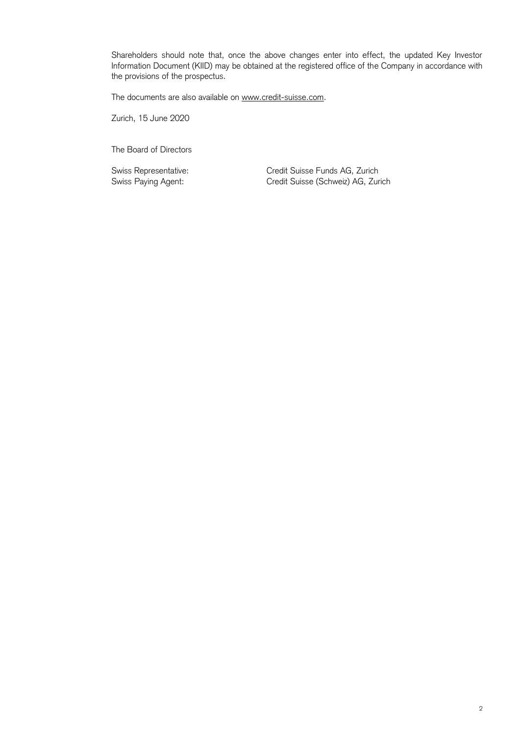Shareholders should note that, once the above changes enter into effect, the updated Key Investor Information Document (KIID) may be obtained at the registered office of the Company in accordance with the provisions of the prospectus.

The documents are also available on www.credit-suisse.com.

Zurich, 15 June 2020

The Board of Directors

| | |
|---|---|
| Swiss Representative: | Credit Suisse Funds AG, Zurich |
| Swiss Paying Agent: | Credit Suisse (Schweiz) AG, Zurich |